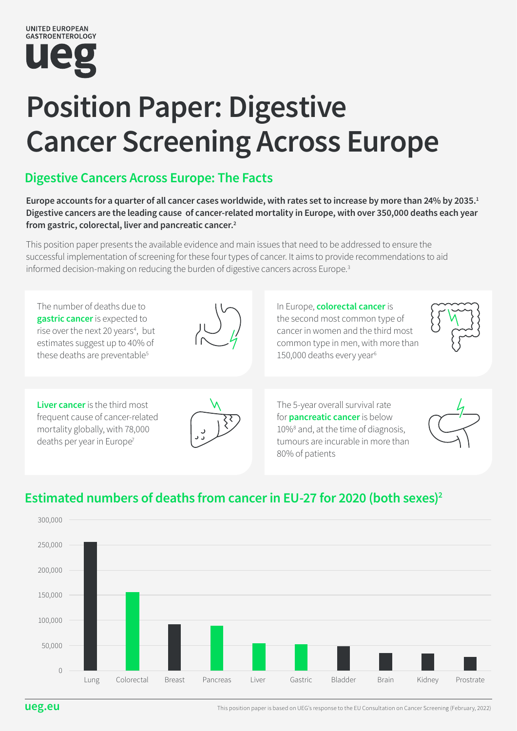UNITED EUROPEAN GASTROENTEROLOGY

**ueg**

# Position Paper: Digestive Cancer Screening Across Europe

## Digestive Cancers Across Europe: The Facts

**Europe accounts for a quarter of all cancer cases worldwide, with rates set to increase by more than 24% by 2035.[1] Digestive cancers are the leading cause of cancer-related mortality in Europe, with over 350,000 deaths each year from gastric, colorectal, liver and pancreatic cancer.[2]**

This position paper presents the available evidence and main issues that need to be addressed to ensure the successful implementation of screening for these four types of cancer. It aims to provide recommendations to aid informed decision-making on reducing the burden of digestive cancers across Europe.[3]

The number of deaths due to **gastric cancer** is expected to rise over the next 20 years[4], but estimates suggest up to 40% of these deaths are preventable[5]

In Europe, **colorectal cancer** is the second most common type of cancer in women and the third most common type in men, with more than 150,000 deaths every year[6]

**Liver cancer** is the third most frequent cause of cancer-related mortality globally, with 78,000 deaths per year in Europe[7]

The 5-year overall survival rate for **pancreatic cancer** is below 10%[8] and, at the time of diagnosis, tumours are incurable in more than 80% of patients

## Estimated numbers of deaths from cancer in EU-27 for 2020 (both sexes)[2]

| Cancer | Estimated deaths (approx., read from chart) |
| --- | --- |
| Lung | ~255,000 |
| Colorectal | ~156,000 |
| Breast | ~92,000 |
| Pancreas | ~89,000 |
| Liver | ~54,000 |
| Gastric | ~52,000 |
| Bladder | ~48,000 |
| Brain | ~35,000 |
| Kidney | ~34,000 |
| Prostrate | ~27,000 |

**ueg.eu**

This position paper is based on UEG's response to the EU Consultation on Cancer Screening (February, 2022)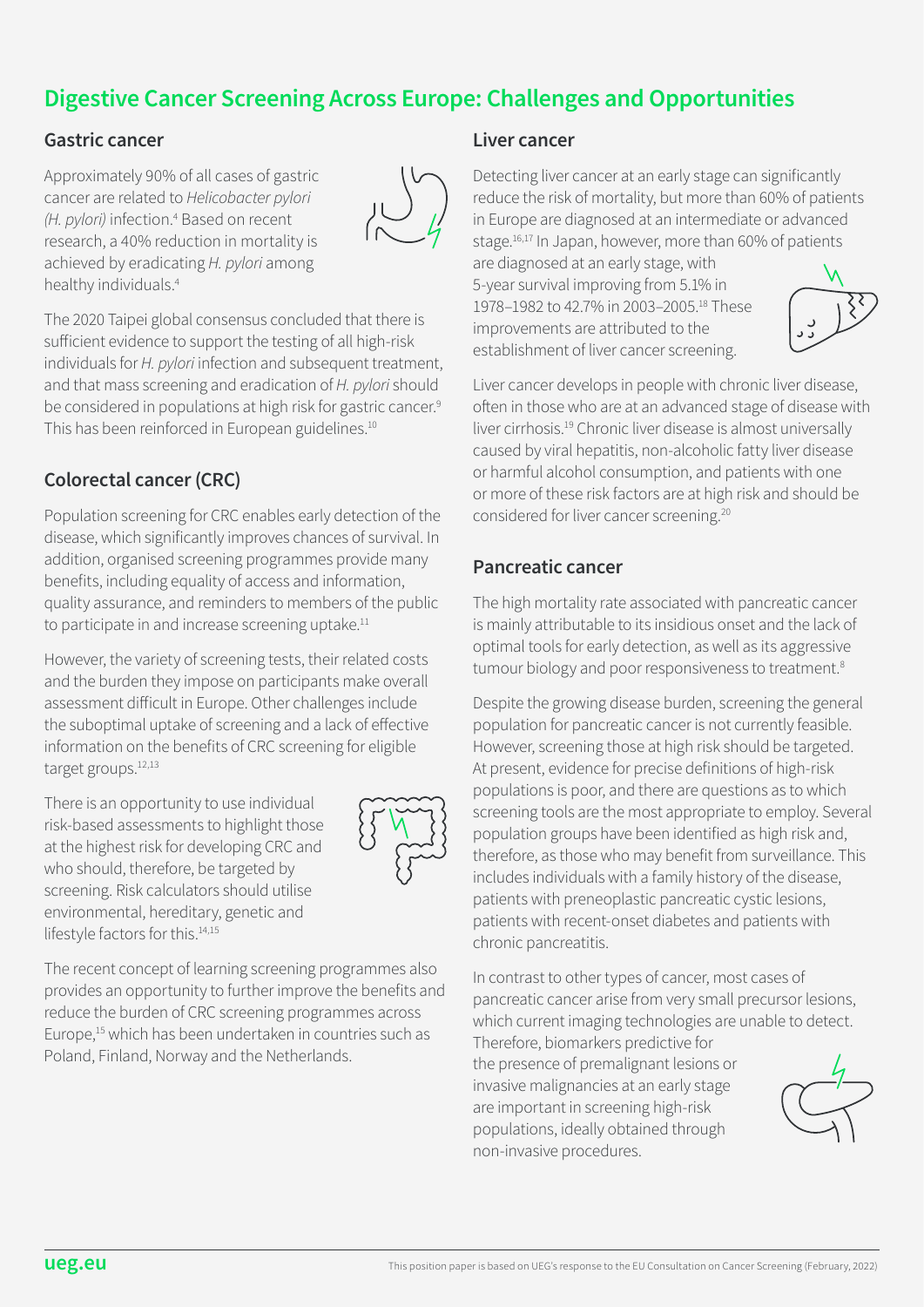# Digestive Cancer Screening Across Europe: Challenges and Opportunities

## Gastric cancer

Approximately 90% of all cases of gastric cancer are related to *Helicobacter pylori (H. pylori)* infection.[4] Based on recent research, a 40% reduction in mortality is achieved by eradicating *H. pylori* among healthy individuals.[4]

The 2020 Taipei global consensus concluded that there is sufficient evidence to support the testing of all high-risk individuals for *H. pylori* infection and subsequent treatment, and that mass screening and eradication of *H. pylori* should be considered in populations at high risk for gastric cancer.[9] This has been reinforced in European guidelines.[10]

## Colorectal cancer (CRC)

Population screening for CRC enables early detection of the disease, which significantly improves chances of survival. In addition, organised screening programmes provide many benefits, including equality of access and information, quality assurance, and reminders to members of the public to participate in and increase screening uptake.[11]

However, the variety of screening tests, their related costs and the burden they impose on participants make overall assessment difficult in Europe. Other challenges include the suboptimal uptake of screening and a lack of effective information on the benefits of CRC screening for eligible target groups.[12,13]

There is an opportunity to use individual risk-based assessments to highlight those at the highest risk for developing CRC and who should, therefore, be targeted by screening. Risk calculators should utilise environmental, hereditary, genetic and lifestyle factors for this.[14,15]

The recent concept of learning screening programmes also provides an opportunity to further improve the benefits and reduce the burden of CRC screening programmes across Europe,[15] which has been undertaken in countries such as Poland, Finland, Norway and the Netherlands.

## Liver cancer

Detecting liver cancer at an early stage can significantly reduce the risk of mortality, but more than 60% of patients in Europe are diagnosed at an intermediate or advanced stage.[16,17] In Japan, however, more than 60% of patients are diagnosed at an early stage, with 5-year survival improving from 5.1% in 1978–1982 to 42.7% in 2003–2005.[18] These improvements are attributed to the establishment of liver cancer screening.

Liver cancer develops in people with chronic liver disease, often in those who are at an advanced stage of disease with liver cirrhosis.[19] Chronic liver disease is almost universally caused by viral hepatitis, non-alcoholic fatty liver disease or harmful alcohol consumption, and patients with one or more of these risk factors are at high risk and should be considered for liver cancer screening.[20]

## Pancreatic cancer

The high mortality rate associated with pancreatic cancer is mainly attributable to its insidious onset and the lack of optimal tools for early detection, as well as its aggressive tumour biology and poor responsiveness to treatment.[8]

Despite the growing disease burden, screening the general population for pancreatic cancer is not currently feasible. However, screening those at high risk should be targeted. At present, evidence for precise definitions of high-risk populations is poor, and there are questions as to which screening tools are the most appropriate to employ. Several population groups have been identified as high risk and, therefore, as those who may benefit from surveillance. This includes individuals with a family history of the disease, patients with preneoplastic pancreatic cystic lesions, patients with recent-onset diabetes and patients with chronic pancreatitis.

In contrast to other types of cancer, most cases of pancreatic cancer arise from very small precursor lesions, which current imaging technologies are unable to detect. Therefore, biomarkers predictive for the presence of premalignant lesions or invasive malignancies at an early stage are important in screening high-risk populations, ideally obtained through non-invasive procedures.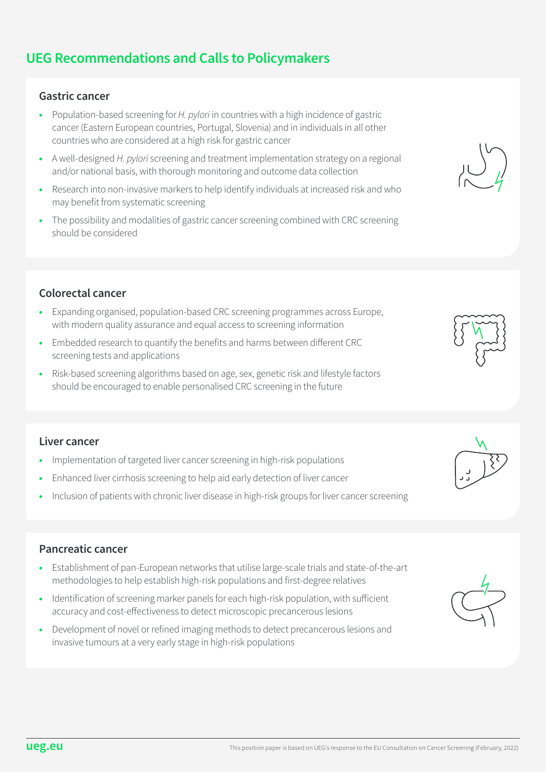# UEG Recommendations and Calls to Policymakers

## Gastric cancer

- Population-based screening for *H. pylori* in countries with a high incidence of gastric cancer (Eastern European countries, Portugal, Slovenia) and in individuals in all other countries who are considered at a high risk for gastric cancer
- A well-designed *H. pylori* screening and treatment implementation strategy on a regional and/or national basis, with thorough monitoring and outcome data collection
- Research into non-invasive markers to help identify individuals at increased risk and who may benefit from systematic screening
- The possibility and modalities of gastric cancer screening combined with CRC screening should be considered

## Colorectal cancer

- Expanding organised, population-based CRC screening programmes across Europe, with modern quality assurance and equal access to screening information
- Embedded research to quantify the benefits and harms between different CRC screening tests and applications
- Risk-based screening algorithms based on age, sex, genetic risk and lifestyle factors should be encouraged to enable personalised CRC screening in the future

## Liver cancer

- Implementation of targeted liver cancer screening in high-risk populations
- Enhanced liver cirrhosis screening to help aid early detection of liver cancer
- Inclusion of patients with chronic liver disease in high-risk groups for liver cancer screening

## Pancreatic cancer

- Establishment of pan-European networks that utilise large-scale trials and state-of-the-art methodologies to help establish high-risk populations and first-degree relatives
- Identification of screening marker panels for each high-risk population, with sufficient accuracy and cost-effectiveness to detect microscopic precancerous lesions
- Development of novel or refined imaging methods to detect precancerous lesions and invasive tumours at a very early stage in high-risk populations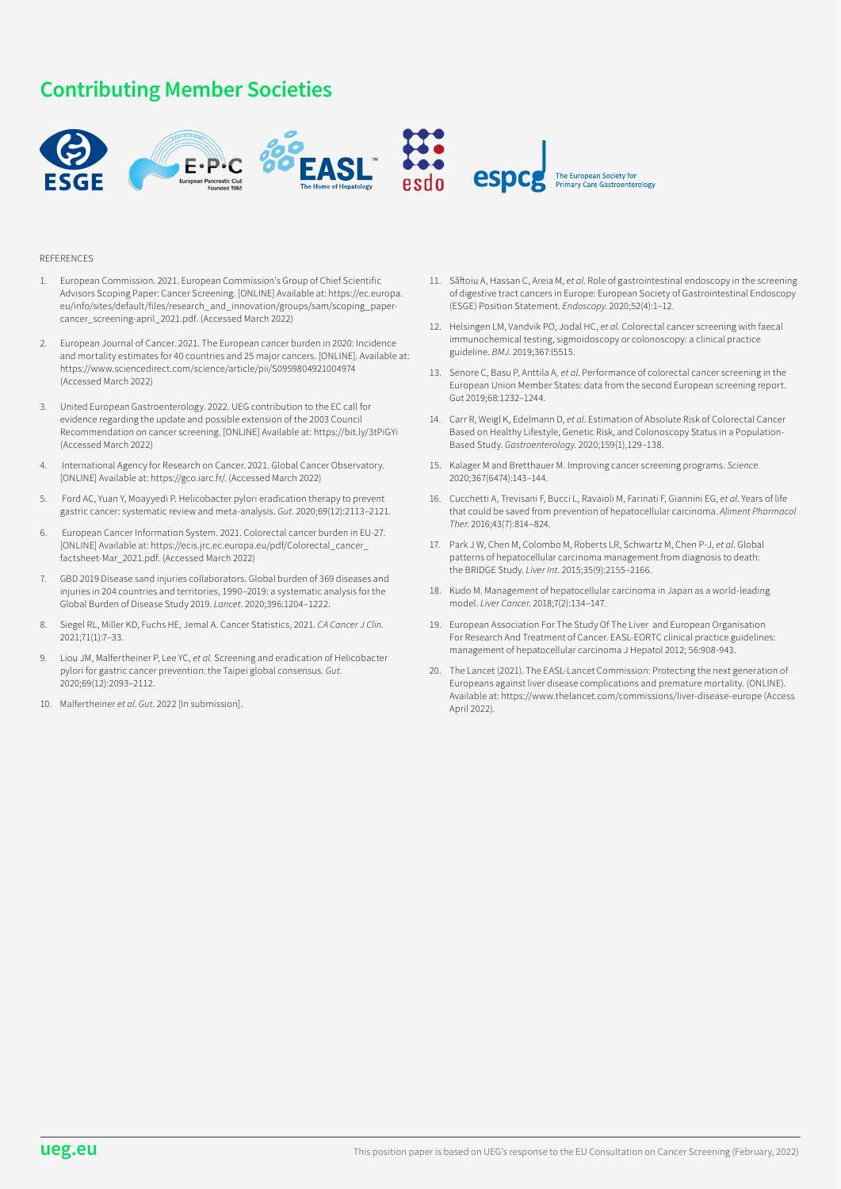## Contributing Member Societies

ESGE E·P·C European Pancreatic Club Founded 1965 EASL The Home of Hepatology esdo espcg The European Society for Primary Care Gastroenterology

REFERENCES

1. European Commission. 2021. European Commission's Group of Chief Scientific Advisors Scoping Paper: Cancer Screening. [ONLINE] Available at: https://ec.europa.eu/info/sites/default/files/research_and_innovation/groups/sam/scoping_paper-cancer_screening-april_2021.pdf. (Accessed March 2022)
2. European Journal of Cancer. 2021. The European cancer burden in 2020: Incidence and mortality estimates for 40 countries and 25 major cancers. [ONLINE]. Available at: https://www.sciencedirect.com/science/article/pii/S0959804921004974 (Accessed March 2022)
3. United European Gastroenterology. 2022. UEG contribution to the EC call for evidence regarding the update and possible extension of the 2003 Council Recommendation on cancer screening. [ONLINE] Available at: https://bit.ly/3tPiGYi (Accessed March 2022)
4. International Agency for Research on Cancer. 2021. Global Cancer Observatory. [ONLINE] Available at: https://gco.iarc.fr/. (Accessed March 2022)
5. Ford AC, Yuan Y, Moayyedi P. Helicobacter pylori eradication therapy to prevent gastric cancer: systematic review and meta-analysis. *Gut.* 2020;69(12):2113–2121.
6. European Cancer Information System. 2021. Colorectal cancer burden in EU-27. [ONLINE] Available at: https://ecis.jrc.ec.europa.eu/pdf/Colorectal_cancer_factsheet-Mar_2021.pdf. (Accessed March 2022)
7. GBD 2019 Disease sand injuries collaborators. Global burden of 369 diseases and injuries in 204 countries and territories, 1990–2019: a systematic analysis for the Global Burden of Disease Study 2019. *Lancet*. 2020;396:1204–1222.
8. Siegel RL, Miller KD, Fuchs HE, Jemal A. Cancer Statistics, 2021. *CA Cancer J Clin.* 2021;71(1):7–33.
9. Liou JM, Malfertheiner P, Lee YC, *et al.* Screening and eradication of Helicobacter pylori for gastric cancer prevention: the Taipei global consensus. *Gut.* 2020;69(12):2093–2112.
10. Malfertheiner *et al. Gut*. 2022 [In submission].
11. Săftoiu A, Hassan C, Areia M, *et al*. Role of gastrointestinal endoscopy in the screening of digestive tract cancers in Europe: European Society of Gastrointestinal Endoscopy (ESGE) Position Statement. *Endoscopy.* 2020;52(4):1–12.
12. Helsingen LM, Vandvik PO, Jodal HC, *et al*. Colorectal cancer screening with faecal immunochemical testing, sigmoidoscopy or colonoscopy: a clinical practice guideline. *BMJ.* 2019;367:l5515.
13. Senore C, Basu P, Anttila A, *et al*. Performance of colorectal cancer screening in the European Union Member States: data from the second European screening report. Gut 2019;68:1232–1244.
14. Carr R, Weigl K, Edelmann D, *et al*. Estimation of Absolute Risk of Colorectal Cancer Based on Healthy Lifestyle, Genetic Risk, and Colonoscopy Status in a Population-Based Study. *Gastroenterology.* 2020;159(1),129–138.
15. Kalager M and Bretthauer M. Improving cancer screening programs. *Science.* 2020;367(6474):143–144.
16. Cucchetti A, Trevisani F, Bucci L, Ravaioli M, Farinati F, Giannini EG, *et al*. Years of life that could be saved from prevention of hepatocellular carcinoma. *Aliment Pharmacol Ther.* 2016;43(7):814–824.
17. Park J W, Chen M, Colombo M, Roberts LR, Schwartz M, Chen P-J, *et al*. Global patterns of hepatocellular carcinoma management from diagnosis to death: the BRIDGE Study. *Liver Int.* 2015;35(9):2155–2166.
18. Kudo M. Management of hepatocellular carcinoma in Japan as a world-leading model. *Liver Cancer.* 2018;7(2):134–147.
19. European Association For The Study Of The Liver and European Organisation For Research And Treatment of Cancer. EASL-EORTC clinical practice guidelines: management of hepatocellular carcinoma J Hepatol 2012; 56:908-943.
20. The Lancet (2021). The EASL-Lancet Commission: Protecting the next generation of Europeans against liver disease complications and premature mortality. (ONLINE). Available at: https://www.thelancet.com/commissions/liver-disease-europe (Access April 2022).

This position paper is based on UEG's response to the EU Consultation on Cancer Screening (February, 2022)